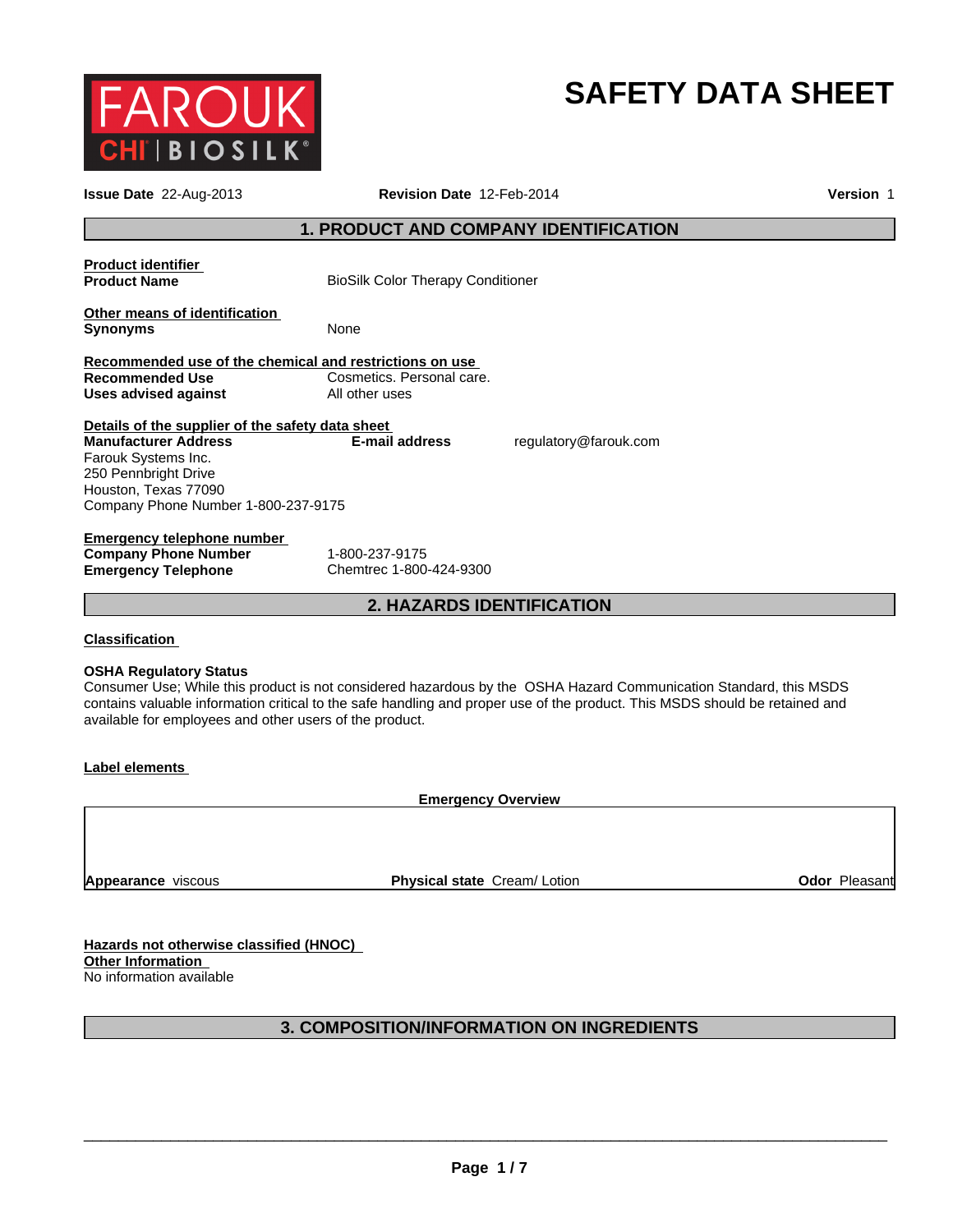# SAFETY DATA SHEET

**Issue Date** 22-Aug-2013 **Revision Date** 12-Feb-2014 **Version** 1

## 1. PRODUCT AND COMPANY IDENTIFICATION

**Product identifier**

| | |
|---|---|
| **Product Name** | BioSilk Color Therapy Conditioner |

**Other means of identification**

| | |
|---|---|
| **Synonyms** | None |

**Recommended use of the chemical and restrictions on use**

| | |
|---|---|
| **Recommended Use** | Cosmetics. Personal care. |
| **Uses advised against** | All other uses |

**Details of the supplier of the safety data sheet**

**Manufacturer Address**
Farouk Systems Inc.
250 Pennbright Drive
Houston, Texas 77090
Company Phone Number 1-800-237-9175

**E-mail address** regulatory@farouk.com

**Emergency telephone number**

| | |
|---|---|
| **Company Phone Number** | 1-800-237-9175 |
| **Emergency Telephone** | Chemtrec 1-800-424-9300 |

## 2. HAZARDS IDENTIFICATION

**Classification**

**OSHA Regulatory Status**
Consumer Use; While this product is not considered hazardous by the OSHA Hazard Communication Standard, this MSDS contains valuable information critical to the safe handling and proper use of the product. This MSDS should be retained and available for employees and other users of the product.

**Label elements**

**Emergency Overview**

| **Appearance** viscous | **Physical state** Cream/ Lotion | **Odor** Pleasant |
|---|---|---|

**Hazards not otherwise classified (HNOC)**
**Other Information**
No information available

## 3. COMPOSITION/INFORMATION ON INGREDIENTS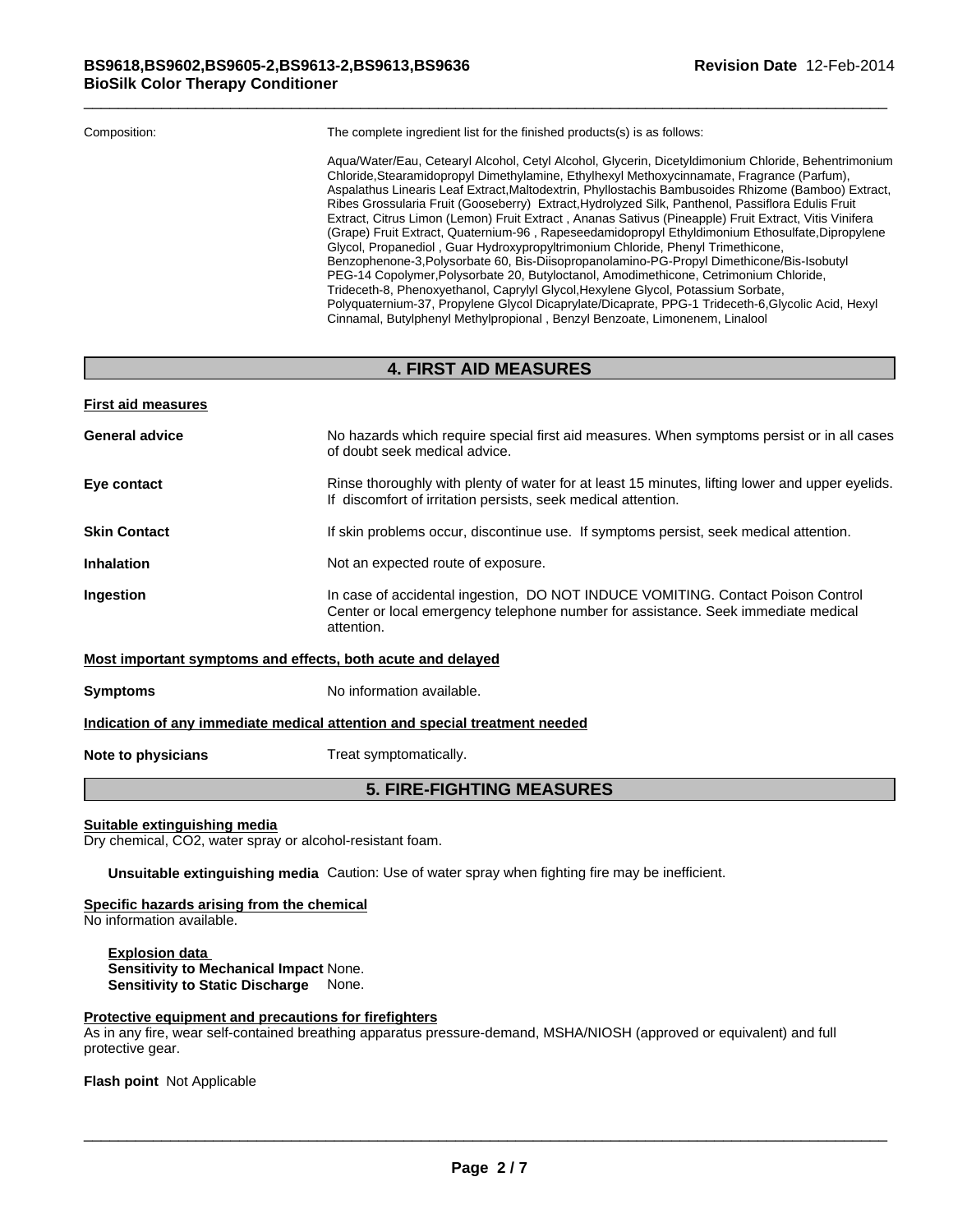Composition: The complete ingredient list for the finished products(s) is as follows:

Aqua/Water/Eau, Cetearyl Alcohol, Cetyl Alcohol, Glycerin, Dicetyldimonium Chloride, Behentrimonium Chloride,Stearamidopropyl Dimethylamine, Ethylhexyl Methoxycinnamate, Fragrance (Parfum), Aspalathus Linearis Leaf Extract,Maltodextrin, Phyllostachis Bambusoides Rhizome (Bamboo) Extract, Ribes Grossularia Fruit (Gooseberry) Extract,Hydrolyzed Silk, Panthenol, Passiflora Edulis Fruit Extract, Citrus Limon (Lemon) Fruit Extract , Ananas Sativus (Pineapple) Fruit Extract, Vitis Vinifera (Grape) Fruit Extract, Quaternium-96 , Rapeseedamidopropyl Ethyldimonium Ethosulfate,Dipropylene Glycol, Propanediol , Guar Hydroxypropyltrimonium Chloride, Phenyl Trimethicone, Benzophenone-3,Polysorbate 60, Bis-Diisopropanolamino-PG-Propyl Dimethicone/Bis-Isobutyl PEG-14 Copolymer,Polysorbate 20, Butyloctanol, Amodimethicone, Cetrimonium Chloride, Trideceth-8, Phenoxyethanol, Caprylyl Glycol,Hexylene Glycol, Potassium Sorbate, Polyquaternium-37, Propylene Glycol Dicaprylate/Dicaprate, PPG-1 Trideceth-6,Glycolic Acid, Hexyl Cinnamal, Butylphenyl Methylpropional , Benzyl Benzoate, Limonenem, Linalool

## 4. FIRST AID MEASURES

**First aid measures**

**General advice** No hazards which require special first aid measures. When symptoms persist or in all cases of doubt seek medical advice.

**Eye contact** Rinse thoroughly with plenty of water for at least 15 minutes, lifting lower and upper eyelids. If discomfort of irritation persists, seek medical attention.

**Skin Contact** If skin problems occur, discontinue use. If symptoms persist, seek medical attention.

**Inhalation** Not an expected route of exposure.

**Ingestion** In case of accidental ingestion, DO NOT INDUCE VOMITING. Contact Poison Control Center or local emergency telephone number for assistance. Seek immediate medical attention.

**Most important symptoms and effects, both acute and delayed**

**Symptoms** No information available.

**Indication of any immediate medical attention and special treatment needed**

**Note to physicians** Treat symptomatically.

## 5. FIRE-FIGHTING MEASURES

**Suitable extinguishing media**
Dry chemical, $CO_2$, water spray or alcohol-resistant foam.

**Unsuitable extinguishing media** Caution: Use of water spray when fighting fire may be inefficient.

**Specific hazards arising from the chemical**
No information available.

**Explosion data**
**Sensitivity to Mechanical Impact** None.
**Sensitivity to Static Discharge** None.

**Protective equipment and precautions for firefighters**
As in any fire, wear self-contained breathing apparatus pressure-demand, MSHA/NIOSH (approved or equivalent) and full protective gear.

**Flash point** Not Applicable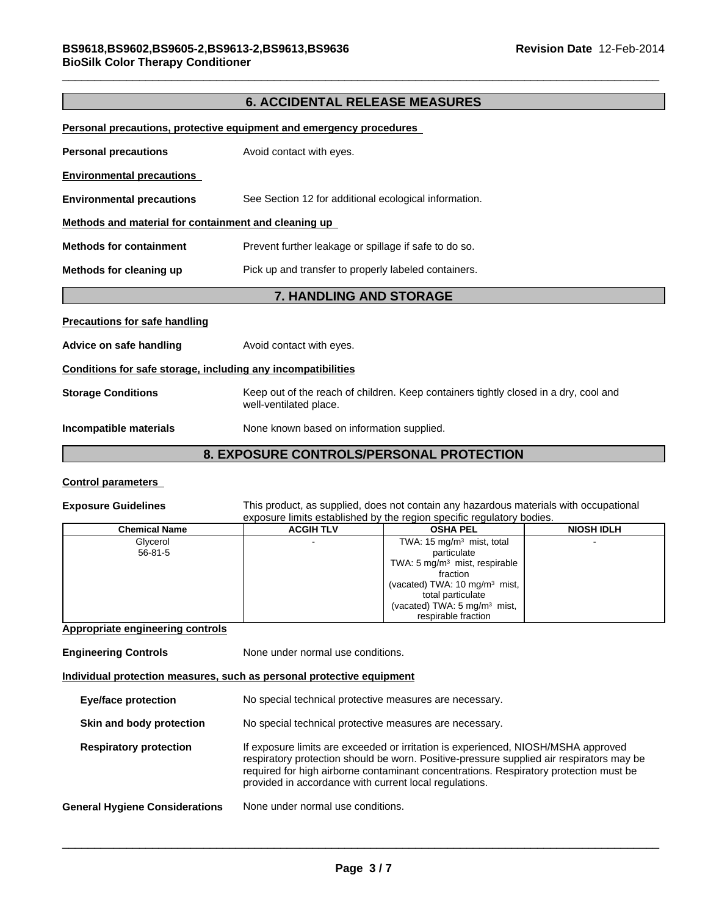## 6. ACCIDENTAL RELEASE MEASURES

**Personal precautions, protective equipment and emergency procedures**

**Personal precautions** Avoid contact with eyes.

**Environmental precautions**

**Environmental precautions** See Section 12 for additional ecological information.

**Methods and material for containment and cleaning up**

**Methods for containment** Prevent further leakage or spillage if safe to do so.

**Methods for cleaning up** Pick up and transfer to properly labeled containers.

## 7. HANDLING AND STORAGE

**Precautions for safe handling**

**Advice on safe handling** Avoid contact with eyes.

**Conditions for safe storage, including any incompatibilities**

**Storage Conditions** Keep out of the reach of children. Keep containers tightly closed in a dry, cool and well-ventilated place.

**Incompatible materials** None known based on information supplied.

## 8. EXPOSURE CONTROLS/PERSONAL PROTECTION

**Control parameters**

**Exposure Guidelines** This product, as supplied, does not contain any hazardous materials with occupational exposure limits established by the region specific regulatory bodies.

| Chemical Name | ACGIH TLV | OSHA PEL | NIOSH IDLH |
|---|---|---|---|
| Glycerol<br>56-81-5 | - | TWA: 15 mg/m$^3$ mist, total particulate<br>TWA: 5 mg/m$^3$ mist, respirable fraction<br>(vacated) TWA: 10 mg/m$^3$ mist, total particulate<br>(vacated) TWA: 5 mg/m$^3$ mist, respirable fraction | - |

**Appropriate engineering controls**

**Engineering Controls** None under normal use conditions.

**Individual protection measures, such as personal protective equipment**

**Eye/face protection** No special technical protective measures are necessary.

**Skin and body protection** No special technical protective measures are necessary.

**Respiratory protection** If exposure limits are exceeded or irritation is experienced, NIOSH/MSHA approved respiratory protection should be worn. Positive-pressure supplied air respirators may be required for high airborne contaminant concentrations. Respiratory protection must be provided in accordance with current local regulations.

**General Hygiene Considerations** None under normal use conditions.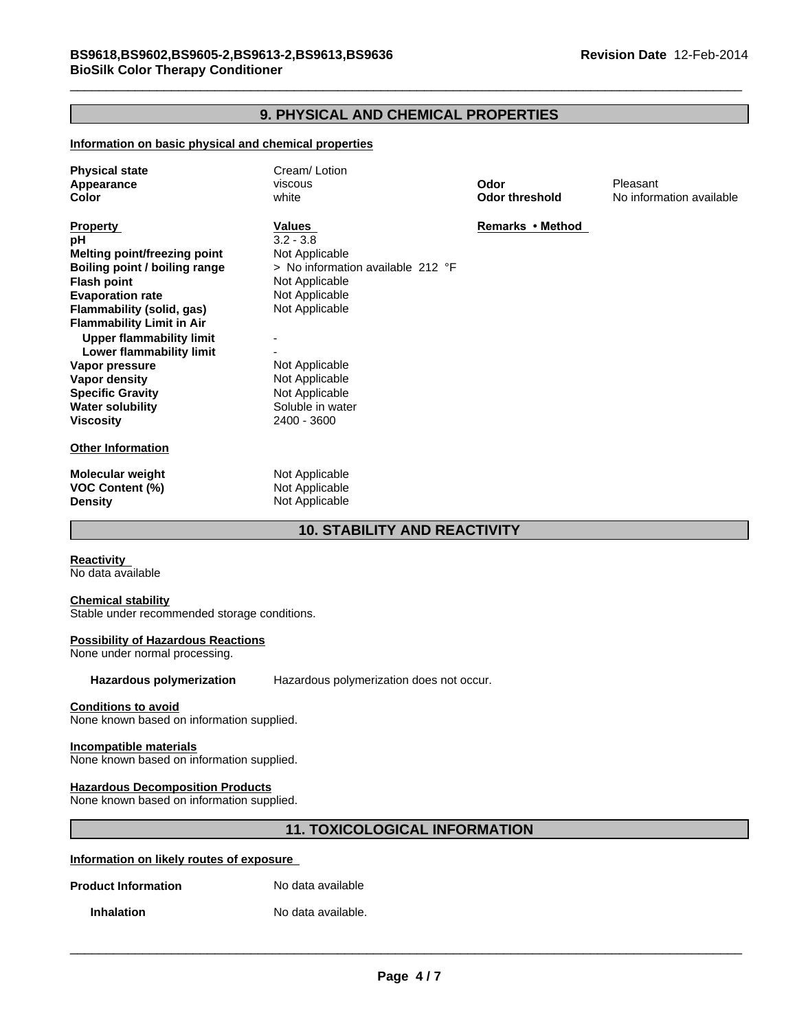## 9. PHYSICAL AND CHEMICAL PROPERTIES

### Information on basic physical and chemical properties

| | | | |
|---|---|---|---|
| **Physical state** | Cream/ Lotion | | |
| **Appearance** | viscous | **Odor** | Pleasant |
| **Color** | white | **Odor threshold** | No information available |

| **Property** | **Values** | **Remarks • Method** |
|---|---|---|
| **pH** | 3.2 - 3.8 | |
| **Melting point/freezing point** | Not Applicable | |
| **Boiling point / boiling range** | > No information available 212 °F | |
| **Flash point** | Not Applicable | |
| **Evaporation rate** | Not Applicable | |
| **Flammability (solid, gas)** | Not Applicable | |
| **Flammability Limit in Air** | | |
| **Upper flammability limit** | - | |
| **Lower flammability limit** | - | |
| **Vapor pressure** | Not Applicable | |
| **Vapor density** | Not Applicable | |
| **Specific Gravity** | Not Applicable | |
| **Water solubility** | Soluble in water | |
| **Viscosity** | 2400 - 3600 | |

### Other Information

| | |
|---|---|
| **Molecular weight** | Not Applicable |
| **VOC Content (%)** | Not Applicable |
| **Density** | Not Applicable |

## 10. STABILITY AND REACTIVITY

**Reactivity**
No data available

**Chemical stability**
Stable under recommended storage conditions.

**Possibility of Hazardous Reactions**
None under normal processing.

**Hazardous polymerization** Hazardous polymerization does not occur.

**Conditions to avoid**
None known based on information supplied.

**Incompatible materials**
None known based on information supplied.

**Hazardous Decomposition Products**
None known based on information supplied.

## 11. TOXICOLOGICAL INFORMATION

### Information on likely routes of exposure

**Product Information** No data available

**Inhalation** No data available.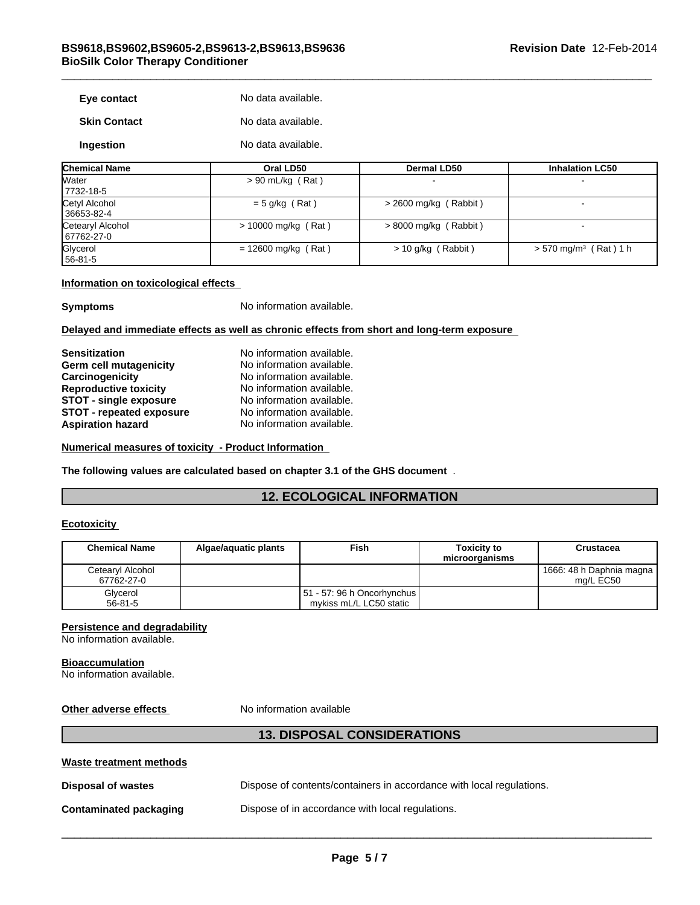**Eye contact** No data available.

**Skin Contact** No data available.

**Ingestion** No data available.

| Chemical Name | Oral LD50 | Dermal LD50 | Inhalation LC50 |
|---|---|---|---|
| Water<br>7732-18-5 | > 90 mL/kg ( Rat ) | - | - |
| Cetyl Alcohol<br>36653-82-4 | = 5 g/kg ( Rat ) | > 2600 mg/kg ( Rabbit ) | - |
| Cetearyl Alcohol<br>67762-27-0 | > 10000 mg/kg ( Rat ) | > 8000 mg/kg ( Rabbit ) | - |
| Glycerol<br>56-81-5 | = 12600 mg/kg ( Rat ) | > 10 g/kg ( Rabbit ) | > 570 mg/m$^3$ ( Rat ) 1 h |

**Information on toxicological effects**

**Symptoms** No information available.

**Delayed and immediate effects as well as chronic effects from short and long-term exposure**

**Sensitization** No information available.
**Germ cell mutagenicity** No information available.
**Carcinogenicity** No information available.
**Reproductive toxicity** No information available.
**STOT - single exposure** No information available.
**STOT - repeated exposure** No information available.
**Aspiration hazard** No information available.

**Numerical measures of toxicity - Product Information**

**The following values are calculated based on chapter 3.1 of the GHS document** .

## 12. ECOLOGICAL INFORMATION

**Ecotoxicity**

| Chemical Name | Algae/aquatic plants | Fish | Toxicity to microorganisms | Crustacea |
|---|---|---|---|---|
| Cetearyl Alcohol<br>67762-27-0 | | | | 1666: 48 h Daphnia magna mg/L EC50 |
| Glycerol<br>56-81-5 | | 51 - 57: 96 h Oncorhynchus mykiss mL/L LC50 static | | |

**Persistence and degradability**
No information available.

**Bioaccumulation**
No information available.

**Other adverse effects** No information available

## 13. DISPOSAL CONSIDERATIONS

**Waste treatment methods**

**Disposal of wastes** Dispose of contents/containers in accordance with local regulations.

**Contaminated packaging** Dispose of in accordance with local regulations.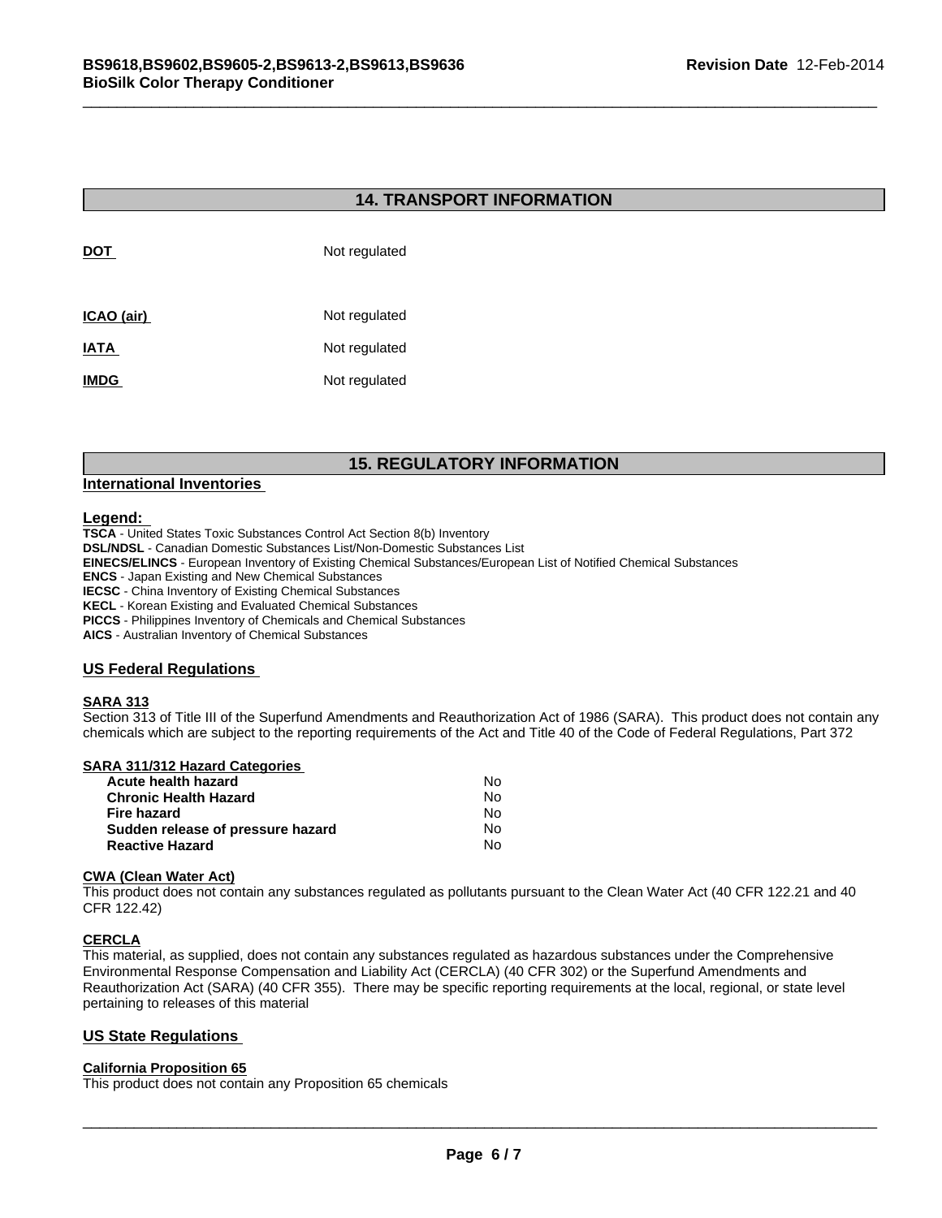## 14. TRANSPORT INFORMATION

| | |
|---|---|
| **DOT** | Not regulated |
| **ICAO (air)** | Not regulated |
| **IATA** | Not regulated |
| **IMDG** | Not regulated |

## 15. REGULATORY INFORMATION

### International Inventories

### Legend:

**TSCA** - United States Toxic Substances Control Act Section 8(b) Inventory
**DSL/NDSL** - Canadian Domestic Substances List/Non-Domestic Substances List
**EINECS/ELINCS** - European Inventory of Existing Chemical Substances/European List of Notified Chemical Substances
**ENCS** - Japan Existing and New Chemical Substances
**IECSC** - China Inventory of Existing Chemical Substances
**KECL** - Korean Existing and Evaluated Chemical Substances
**PICCS** - Philippines Inventory of Chemicals and Chemical Substances
**AICS** - Australian Inventory of Chemical Substances

### US Federal Regulations

**SARA 313**

Section 313 of Title III of the Superfund Amendments and Reauthorization Act of 1986 (SARA). This product does not contain any chemicals which are subject to the reporting requirements of the Act and Title 40 of the Code of Federal Regulations, Part 372

**SARA 311/312 Hazard Categories**

| | |
|---|---|
| **Acute health hazard** | No |
| **Chronic Health Hazard** | No |
| **Fire hazard** | No |
| **Sudden release of pressure hazard** | No |
| **Reactive Hazard** | No |

**CWA (Clean Water Act)**

This product does not contain any substances regulated as pollutants pursuant to the Clean Water Act (40 CFR 122.21 and 40 CFR 122.42)

**CERCLA**

This material, as supplied, does not contain any substances regulated as hazardous substances under the Comprehensive Environmental Response Compensation and Liability Act (CERCLA) (40 CFR 302) or the Superfund Amendments and Reauthorization Act (SARA) (40 CFR 355). There may be specific reporting requirements at the local, regional, or state level pertaining to releases of this material

### US State Regulations

**California Proposition 65**

This product does not contain any Proposition 65 chemicals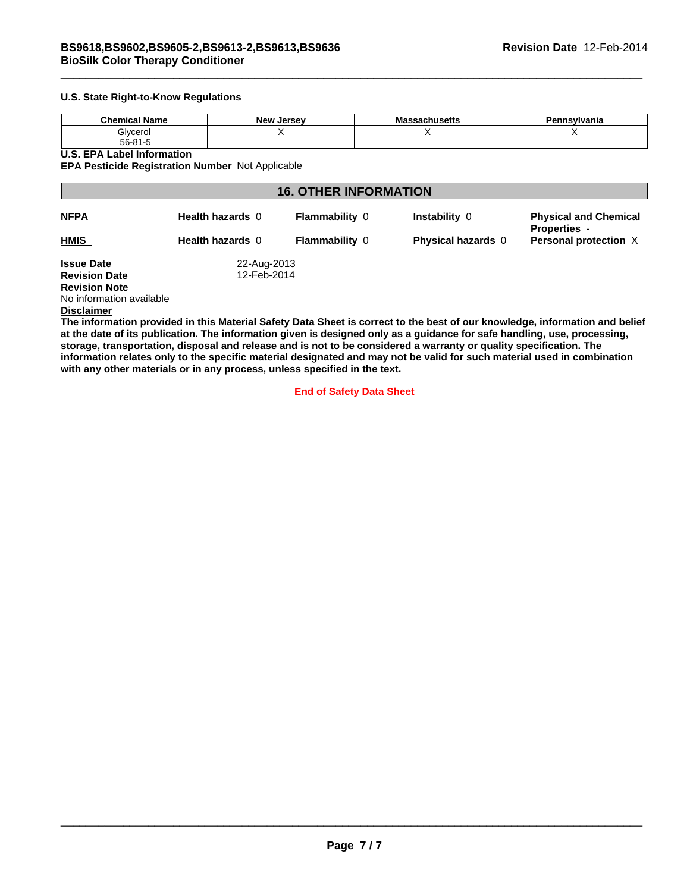**U.S. State Right-to-Know Regulations**

| Chemical Name | New Jersey | Massachusetts | Pennsylvania |
| --- | --- | --- | --- |
| Glycerol 56-81-5 | X | X | X |

**U.S. EPA Label Information**

**EPA Pesticide Registration Number** Not Applicable

## 16. OTHER INFORMATION

| | | | | |
| --- | --- | --- | --- | --- |
| **NFPA** | **Health hazards** 0 | **Flammability** 0 | **Instability** 0 | **Physical and Chemical Properties** - |
| **HMIS** | **Health hazards** 0 | **Flammability** 0 | **Physical hazards** 0 | **Personal protection** X |

**Issue Date** 22-Aug-2013
**Revision Date** 12-Feb-2014
**Revision Note**
No information available

**Disclaimer**

**The information provided in this Material Safety Data Sheet is correct to the best of our knowledge, information and belief at the date of its publication. The information given is designed only as a guidance for safe handling, use, processing, storage, transportation, disposal and release and is not to be considered a warranty or quality specification. The information relates only to the specific material designated and may not be valid for such material used in combination with any other materials or in any process, unless specified in the text.**

**End of Safety Data Sheet**